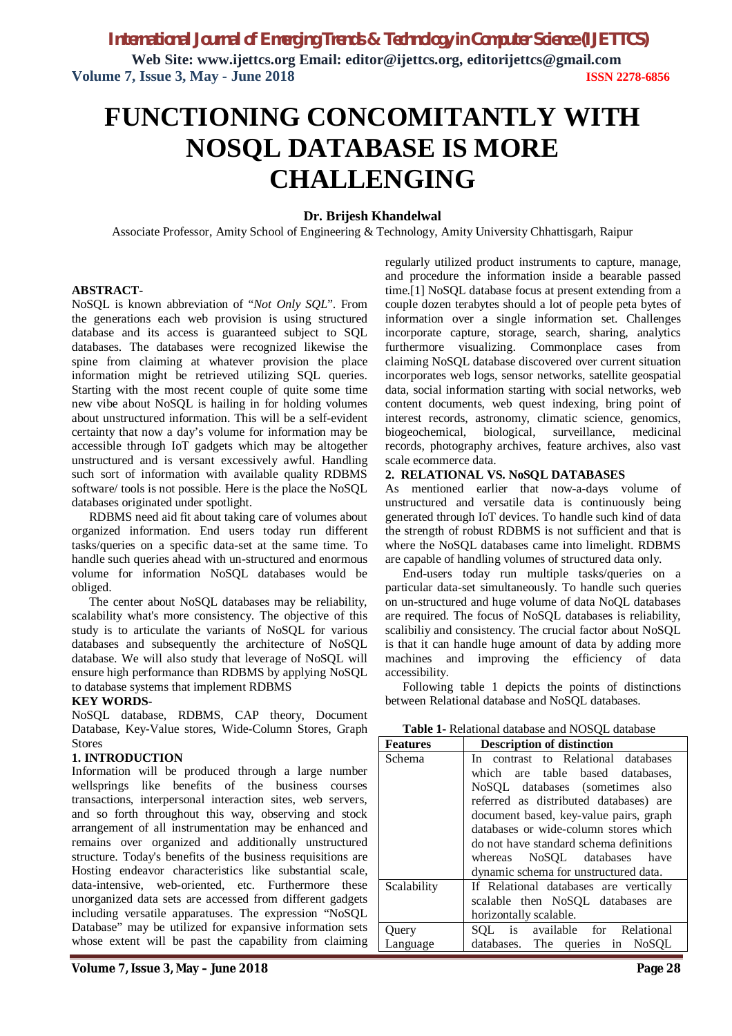# FUNCTIONING CONCOMITANTLY WITH NOSQL DATABASE IS MORE CHALLENGING

**Dr. Brijesh Khandelwal**

Associate Professor, Amity School of Engineering & Technology, Amity University Chhattisgarh, Raipur

**ABSTRACT-**

NoSQL is known abbreviation of "*Not Only SQL*". From the generations each web provision is using structured database and its access is guaranteed subject to SQL databases. The databases were recognized likewise the spine from claiming at whatever provision the place information might be retrieved utilizing SQL queries. Starting with the most recent couple of quite some time new vibe about NoSQL is hailing in for holding volumes about unstructured information. This will be a self-evident certainty that now a day's volume for information may be accessible through IoT gadgets which may be altogether unstructured and is versant excessively awful. Handling such sort of information with available quality RDBMS software/ tools is not possible. Here is the place the NoSQL databases originated under spotlight.

RDBMS need aid fit about taking care of volumes about organized information. End users today run different tasks/queries on a specific data-set at the same time. To handle such queries ahead with un-structured and enormous volume for information NoSQL databases would be obliged.

The center about NoSQL databases may be reliability, scalability what's more consistency. The objective of this study is to articulate the variants of NoSQL for various databases and subsequently the architecture of NoSQL database. We will also study that leverage of NoSQL will ensure high performance than RDBMS by applying NoSQL to database systems that implement RDBMS

**KEY WORDS-**

NoSQL database, RDBMS, CAP theory, Document Database, Key-Value stores, Wide-Column Stores, Graph Stores

## 1. INTRODUCTION

Information will be produced through a large number wellsprings like benefits of the business courses transactions, interpersonal interaction sites, web servers, and so forth throughout this way, observing and stock arrangement of all instrumentation may be enhanced and remains over organized and additionally unstructured structure. Today's benefits of the business requisitions are Hosting endeavor characteristics like substantial scale, data-intensive, web-oriented, etc. Furthermore these unorganized data sets are accessed from different gadgets including versatile apparatuses. The expression "NoSQL Database" may be utilized for expansive information sets whose extent will be past the capability from claiming regularly utilized product instruments to capture, manage, and procedure the information inside a bearable passed time.[1] NoSQL database focus at present extending from a couple dozen terabytes should a lot of people peta bytes of information over a single information set. Challenges incorporate capture, storage, search, sharing, analytics furthermore visualizing. Commonplace cases from claiming NoSQL database discovered over current situation incorporates web logs, sensor networks, satellite geospatial data, social information starting with social networks, web content documents, web quest indexing, bring point of interest records, astronomy, climatic science, genomics, biogeochemical, biological, surveillance, medicinal records, photography archives, feature archives, also vast scale ecommerce data.

## 2. RELATIONAL VS. NoSQL DATABASES

As mentioned earlier that now-a-days volume of unstructured and versatile data is continuously being generated through IoT devices. To handle such kind of data the strength of robust RDBMS is not sufficient and that is where the NoSQL databases came into limelight. RDBMS are capable of handling volumes of structured data only.

End-users today run multiple tasks/queries on a particular data-set simultaneously. To handle such queries on un-structured and huge volume of data NoQL databases are required. The focus of NoSQL databases is reliability, scalibiliy and consistency. The crucial factor about NoSQL is that it can handle huge amount of data by adding more machines and improving the efficiency of data accessibility.

Following table 1 depicts the points of distinctions between Relational database and NoSQL databases.

**Table 1-** Relational database and NOSQL database

| Features | Description of distinction |
|---|---|
| Schema | In contrast to Relational databases which are table based databases, NoSQL databases (sometimes also referred as distributed databases) are document based, key-value pairs, graph databases or wide-column stores which do not have standard schema definitions whereas NoSQL databases have dynamic schema for unstructured data. |
| Scalability | If Relational databases are vertically scalable then NoSQL databases are horizontally scalable. |
| Query Language | SQL is available for Relational databases. The queries in NoSQL |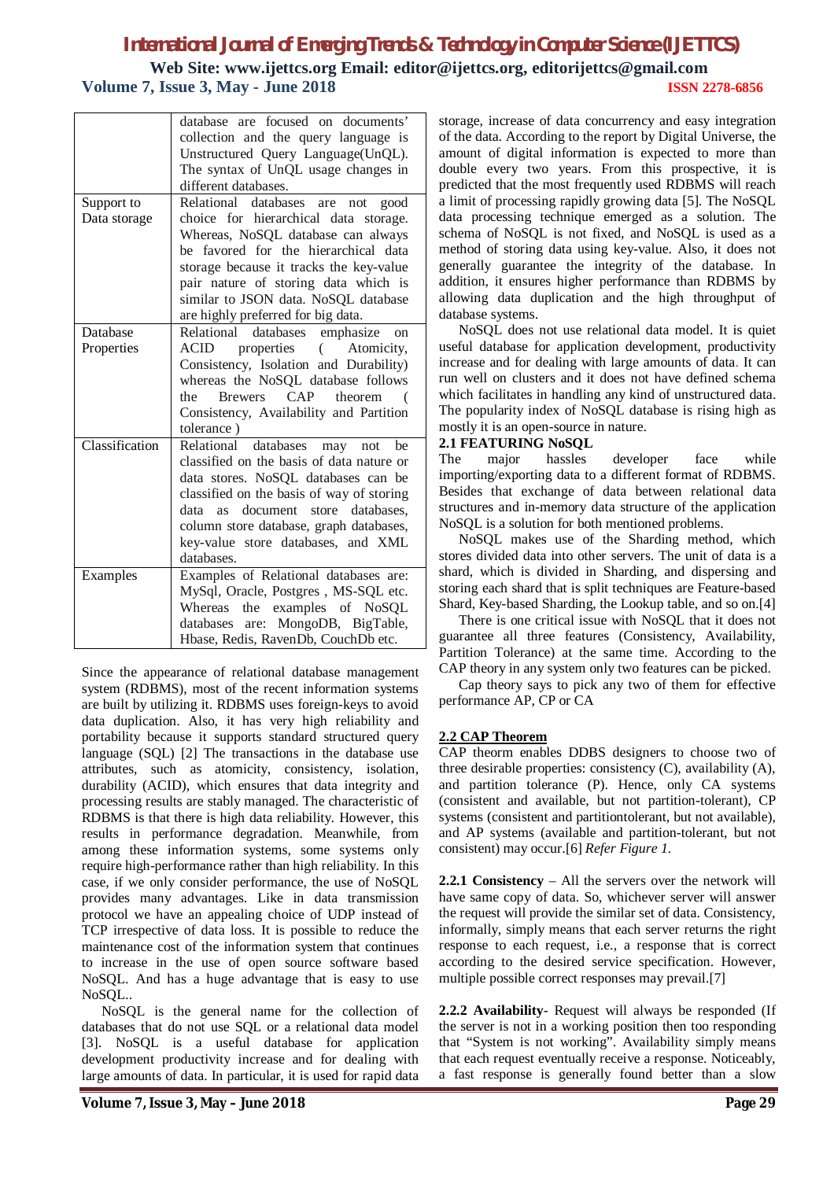| | database are focused on documents' collection and the query language is Unstructured Query Language(UnQL). The syntax of UnQL usage changes in different databases. |
|---|---|
| Support to Data storage | Relational databases are not good choice for hierarchical data storage. Whereas, NoSQL database can always be favored for the hierarchical data storage because it tracks the key-value pair nature of storing data which is similar to JSON data. NoSQL database are highly preferred for big data. |
| Database Properties | Relational databases emphasize on ACID properties ( Atomicity, Consistency, Isolation and Durability) whereas the NoSQL database follows the Brewers CAP theorem ( Consistency, Availability and Partition tolerance ) |
| Classification | Relational databases may not be classified on the basis of data nature or data stores. NoSQL databases can be classified on the basis of way of storing data as document store databases, column store database, graph databases, key-value store databases, and XML databases. |
| Examples | Examples of Relational databases are: MySql, Oracle, Postgres , MS-SQL etc. Whereas the examples of NoSQL databases are: MongoDB, BigTable, Hbase, Redis, RavenDb, CouchDb etc. |

Since the appearance of relational database management system (RDBMS), most of the recent information systems are built by utilizing it. RDBMS uses foreign-keys to avoid data duplication. Also, it has very high reliability and portability because it supports standard structured query language (SQL) [2] The transactions in the database use attributes, such as atomicity, consistency, isolation, durability (ACID), which ensures that data integrity and processing results are stably managed. The characteristic of RDBMS is that there is high data reliability. However, this results in performance degradation. Meanwhile, from among these information systems, some systems only require high-performance rather than high reliability. In this case, if we only consider performance, the use of NoSQL provides many advantages. Like in data transmission protocol we have an appealing choice of UDP instead of TCP irrespective of data loss. It is possible to reduce the maintenance cost of the information system that continues to increase in the use of open source software based NoSQL. And has a huge advantage that is easy to use NoSQL..

NoSQL is the general name for the collection of databases that do not use SQL or a relational data model [3]. NoSQL is a useful database for application development productivity increase and for dealing with large amounts of data. In particular, it is used for rapid data storage, increase of data concurrency and easy integration of the data. According to the report by Digital Universe, the amount of digital information is expected to more than double every two years. From this prospective, it is predicted that the most frequently used RDBMS will reach a limit of processing rapidly growing data [5]. The NoSQL data processing technique emerged as a solution. The schema of NoSQL is not fixed, and NoSQL is used as a method of storing data using key-value. Also, it does not generally guarantee the integrity of the database. In addition, it ensures higher performance than RDBMS by allowing data duplication and the high throughput of database systems.

NoSQL does not use relational data model. It is quiet useful database for application development, productivity increase and for dealing with large amounts of data. It can run well on clusters and it does not have defined schema which facilitates in handling any kind of unstructured data. The popularity index of NoSQL database is rising high as mostly it is an open-source in nature.

### 2.1 FEATURING NoSQL

The major hassles developer face while importing/exporting data to a different format of RDBMS. Besides that exchange of data between relational data structures and in-memory data structure of the application NoSQL is a solution for both mentioned problems.

NoSQL makes use of the Sharding method, which stores divided data into other servers. The unit of data is a shard, which is divided in Sharding, and dispersing and storing each shard that is split techniques are Feature-based Shard, Key-based Sharding, the Lookup table, and so on.[4]

There is one critical issue with NoSQL that it does not guarantee all three features (Consistency, Availability, Partition Tolerance) at the same time. According to the CAP theory in any system only two features can be picked.

Cap theory says to pick any two of them for effective performance AP, CP or CA

### 2.2 CAP Theorem

CAP theorm enables DDBS designers to choose two of three desirable properties: consistency (C), availability (A), and partition tolerance (P). Hence, only CA systems (consistent and available, but not partition-tolerant), CP systems (consistent and partitiontolerant, but not available), and AP systems (available and partition-tolerant, but not consistent) may occur.[6] *Refer Figure 1.*

**2.2.1 Consistency** – All the servers over the network will have same copy of data. So, whichever server will answer the request will provide the similar set of data. Consistency, informally, simply means that each server returns the right response to each request, i.e., a response that is correct according to the desired service specification. However, multiple possible correct responses may prevail.[7]

**2.2.2 Availability**- Request will always be responded (If the server is not in a working position then too responding that "System is not working". Availability simply means that each request eventually receive a response. Noticeably, a fast response is generally found better than a slow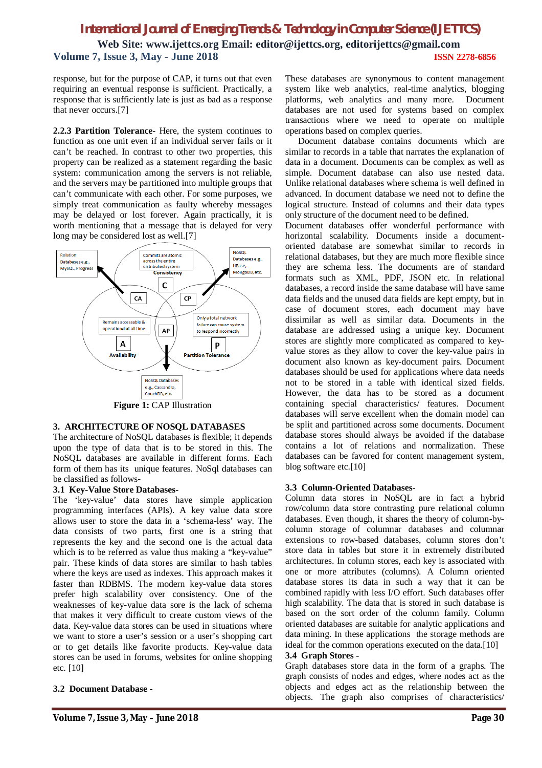response, but for the purpose of CAP, it turns out that even requiring an eventual response is sufficient. Practically, a response that is sufficiently late is just as bad as a response that never occurs.[7]

**2.2.3 Partition Tolerance**- Here, the system continues to function as one unit even if an individual server fails or it can't be reached. In contrast to other two properties, this property can be realized as a statement regarding the basic system: communication among the servers is not reliable, and the servers may be partitioned into multiple groups that can't communicate with each other. For some purposes, we simply treat communication as faulty whereby messages may be delayed or lost forever. Again practically, it is worth mentioning that a message that is delayed for very long may be considered lost as well.[7]

**Figure 1:** CAP Illustration

## 3. ARCHITECTURE OF NOSQL DATABASES

The architecture of NoSQL databases is flexible; it depends upon the type of data that is to be stored in this. The NoSQL databases are available in different forms. Each form of them has its unique features. NoSql databases can be classified as follows-

### 3.1 Key-Value Store Databases-

The 'key-value' data stores have simple application programming interfaces (APIs). A key value data store allows user to store the data in a 'schema-less' way. The data consists of two parts, first one is a string that represents the key and the second one is the actual data which is to be referred as value thus making a "key-value" pair. These kinds of data stores are similar to hash tables where the keys are used as indexes. This approach makes it faster than RDBMS. The modern key-value data stores prefer high scalability over consistency. One of the weaknesses of key-value data sore is the lack of schema that makes it very difficult to create custom views of the data. Key-value data stores can be used in situations where we want to store a user's session or a user's shopping cart or to get details like favorite products. Key-value data stores can be used in forums, websites for online shopping etc. [10]

### 3.2 Document Database -

These databases are synonymous to content management system like web analytics, real-time analytics, blogging platforms, web analytics and many more. Document databases are not used for systems based on complex transactions where we need to operate on multiple operations based on complex queries.

Document database contains documents which are similar to records in a table that narrates the explanation of data in a document. Documents can be complex as well as simple. Document database can also use nested data. Unlike relational databases where schema is well defined in advanced. In document database we need not to define the logical structure. Instead of columns and their data types only structure of the document need to be defined.

Document databases offer wonderful performance with horizontal scalability. Documents inside a document-oriented database are somewhat similar to records in relational databases, but they are much more flexible since they are schema less. The documents are of standard formats such as XML, PDF, JSON etc. In relational databases, a record inside the same database will have same data fields and the unused data fields are kept empty, but in case of document stores, each document may have dissimilar as well as similar data. Documents in the database are addressed using a unique key. Document stores are slightly more complicated as compared to key-value stores as they allow to cover the key-value pairs in document also known as key-document pairs. Document databases should be used for applications where data needs not to be stored in a table with identical sized fields. However, the data has to be stored as a document containing special characteristics/ features. Document databases will serve excellent when the domain model can be split and partitioned across some documents. Document database stores should always be avoided if the database contains a lot of relations and normalization. These databases can be favored for content management system, blog software etc.[10]

### 3.3 Column-Oriented Databases-

Column data stores in NoSQL are in fact a hybrid row/column data store contrasting pure relational column databases. Even though, it shares the theory of column-by-column storage of columnar databases and columnar extensions to row-based databases, column stores don't store data in tables but store it in extremely distributed architectures. In column stores, each key is associated with one or more attributes (columns). A Column oriented database stores its data in such a way that it can be combined rapidly with less I/O effort. Such databases offer high scalability. The data that is stored in such database is based on the sort order of the column family. Column oriented databases are suitable for analytic applications and data mining. In these applications the storage methods are ideal for the common operations executed on the data.[10]

### 3.4 Graph Stores -

Graph databases store data in the form of a graphs. The graph consists of nodes and edges, where nodes act as the objects and edges act as the relationship between the objects. The graph also comprises of characteristics/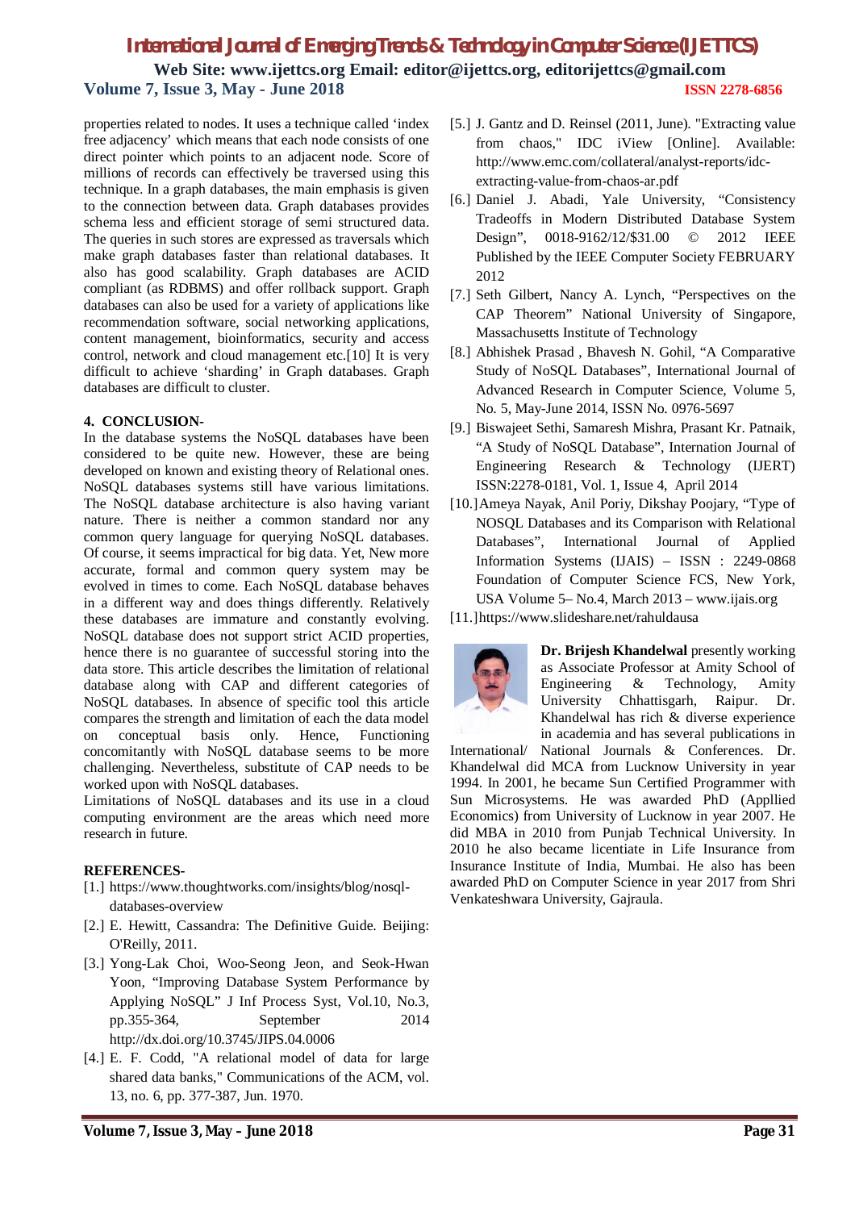properties related to nodes. It uses a technique called 'index free adjacency' which means that each node consists of one direct pointer which points to an adjacent node. Score of millions of records can effectively be traversed using this technique. In a graph databases, the main emphasis is given to the connection between data. Graph databases provides schema less and efficient storage of semi structured data. The queries in such stores are expressed as traversals which make graph databases faster than relational databases. It also has good scalability. Graph databases are ACID compliant (as RDBMS) and offer rollback support. Graph databases can also be used for a variety of applications like recommendation software, social networking applications, content management, bioinformatics, security and access control, network and cloud management etc.[10] It is very difficult to achieve 'sharding' in Graph databases. Graph databases are difficult to cluster.

## 4. CONCLUSION-

In the database systems the NoSQL databases have been considered to be quite new. However, these are being developed on known and existing theory of Relational ones. NoSQL databases systems still have various limitations. The NoSQL database architecture is also having variant nature. There is neither a common standard nor any common query language for querying NoSQL databases. Of course, it seems impractical for big data. Yet, New more accurate, formal and common query system may be evolved in times to come. Each NoSQL database behaves in a different way and does things differently. Relatively these databases are immature and constantly evolving. NoSQL database does not support strict ACID properties, hence there is no guarantee of successful storing into the data store. This article describes the limitation of relational database along with CAP and different categories of NoSQL databases. In absence of specific tool this article compares the strength and limitation of each the data model on conceptual basis only. Hence, Functioning concomitantly with NoSQL database seems to be more challenging. Nevertheless, substitute of CAP needs to be worked upon with NoSQL databases.

Limitations of NoSQL databases and its use in a cloud computing environment are the areas which need more research in future.

## REFERENCES-

[1.] https://www.thoughtworks.com/insights/blog/nosql-databases-overview

[2.] E. Hewitt, Cassandra: The Definitive Guide. Beijing: O'Reilly, 2011.

[3.] Yong-Lak Choi, Woo-Seong Jeon, and Seok-Hwan Yoon, "Improving Database System Performance by Applying NoSQL" J Inf Process Syst, Vol.10, No.3, pp.355-364, September 2014 http://dx.doi.org/10.3745/JIPS.04.0006

[4.] E. F. Codd, "A relational model of data for large shared data banks," Communications of the ACM, vol. 13, no. 6, pp. 377-387, Jun. 1970.

[5.] J. Gantz and D. Reinsel (2011, June). "Extracting value from chaos," IDC iView [Online]. Available: http://www.emc.com/collateral/analyst-reports/idc-extracting-value-from-chaos-ar.pdf

[6.] Daniel J. Abadi, Yale University, "Consistency Tradeoffs in Modern Distributed Database System Design", 0018-9162/12/$31.00 © 2012 IEEE Published by the IEEE Computer Society FEBRUARY 2012

[7.] Seth Gilbert, Nancy A. Lynch, "Perspectives on the CAP Theorem" National University of Singapore, Massachusetts Institute of Technology

[8.] Abhishek Prasad , Bhavesh N. Gohil, "A Comparative Study of NoSQL Databases", International Journal of Advanced Research in Computer Science, Volume 5, No. 5, May-June 2014, ISSN No. 0976-5697

[9.] Biswajeet Sethi, Samaresh Mishra, Prasant Kr. Patnaik, "A Study of NoSQL Database", Internation Journal of Engineering Research & Technology (IJERT) ISSN:2278-0181, Vol. 1, Issue 4, April 2014

[10.] Ameya Nayak, Anil Poriy, Dikshay Poojary, "Type of NOSQL Databases and its Comparison with Relational Databases", International Journal of Applied Information Systems (IJAIS) – ISSN : 2249-0868 Foundation of Computer Science FCS, New York, USA Volume 5– No.4, March 2013 – www.ijais.org

[11.] https://www.slideshare.net/rahuldausa

**Dr. Brijesh Khandelwal** presently working as Associate Professor at Amity School of Engineering & Technology, Amity University Chhattisgarh, Raipur. Dr. Khandelwal has rich & diverse experience in academia and has several publications in International/ National Journals & Conferences. Dr. Khandelwal did MCA from Lucknow University in year 1994. In 2001, he became Sun Certified Programmer with Sun Microsystems. He was awarded PhD (Appllied Economics) from University of Lucknow in year 2007. He did MBA in 2010 from Punjab Technical University. In 2010 he also became licentiate in Life Insurance from Insurance Institute of India, Mumbai. He also has been awarded PhD on Computer Science in year 2017 from Shri Venkateshwara University, Gajraula.